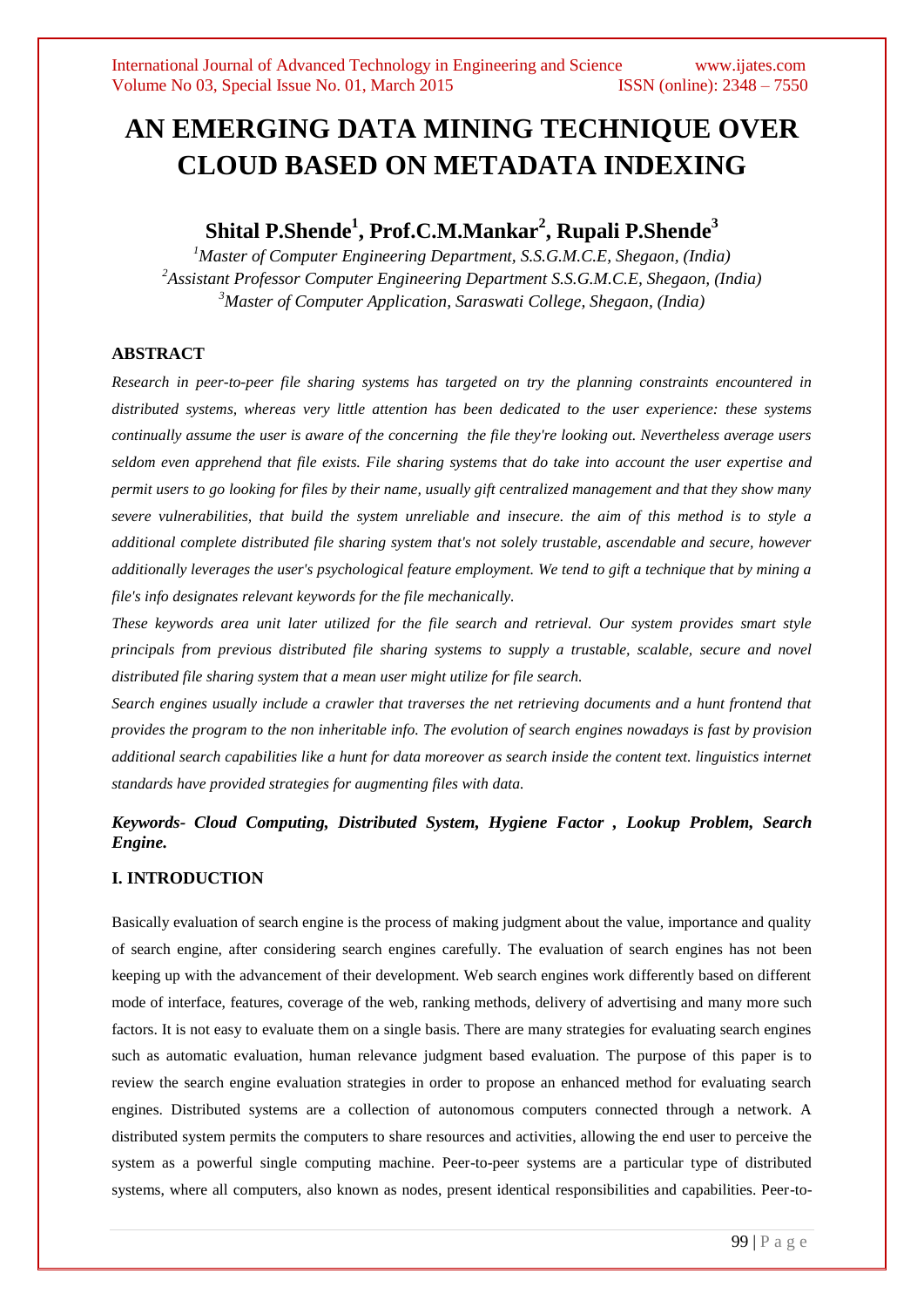# AN EMERGING DATA MINING TECHNIQUE OVER CLOUD BASED ON METADATA INDEXING

**Shital P.Shende[1], Prof.C.M.Mankar[2], Rupali P.Shende[3]**

*[1]Master of Computer Engineering Department, S.S.G.M.C.E, Shegaon, (India)*
*[2]Assistant Professor Computer Engineering Department S.S.G.M.C.E, Shegaon, (India)*
*[3]Master of Computer Application, Saraswati College, Shegaon, (India)*

## ABSTRACT

*Research in peer-to-peer file sharing systems has targeted on try the planning constraints encountered in distributed systems, whereas very little attention has been dedicated to the user experience: these systems continually assume the user is aware of the concerning the file they're looking out. Nevertheless average users seldom even apprehend that file exists. File sharing systems that do take into account the user expertise and permit users to go looking for files by their name, usually gift centralized management and that they show many severe vulnerabilities, that build the system unreliable and insecure. the aim of this method is to style a additional complete distributed file sharing system that's not solely trustable, ascendable and secure, however additionally leverages the user's psychological feature employment. We tend to gift a technique that by mining a file's info designates relevant keywords for the file mechanically.*

*These keywords area unit later utilized for the file search and retrieval. Our system provides smart style principals from previous distributed file sharing systems to supply a trustable, scalable, secure and novel distributed file sharing system that a mean user might utilize for file search.*

*Search engines usually include a crawler that traverses the net retrieving documents and a hunt frontend that provides the program to the non inheritable info. The evolution of search engines nowadays is fast by provision additional search capabilities like a hunt for data moreover as search inside the content text. linguistics internet standards have provided strategies for augmenting files with data.*

***Keywords- Cloud Computing, Distributed System, Hygiene Factor , Lookup Problem, Search Engine.***

## I. INTRODUCTION

Basically evaluation of search engine is the process of making judgment about the value, importance and quality of search engine, after considering search engines carefully. The evaluation of search engines has not been keeping up with the advancement of their development. Web search engines work differently based on different mode of interface, features, coverage of the web, ranking methods, delivery of advertising and many more such factors. It is not easy to evaluate them on a single basis. There are many strategies for evaluating search engines such as automatic evaluation, human relevance judgment based evaluation. The purpose of this paper is to review the search engine evaluation strategies in order to propose an enhanced method for evaluating search engines. Distributed systems are a collection of autonomous computers connected through a network. A distributed system permits the computers to share resources and activities, allowing the end user to perceive the system as a powerful single computing machine. Peer-to-peer systems are a particular type of distributed systems, where all computers, also known as nodes, present identical responsibilities and capabilities. Peer-to-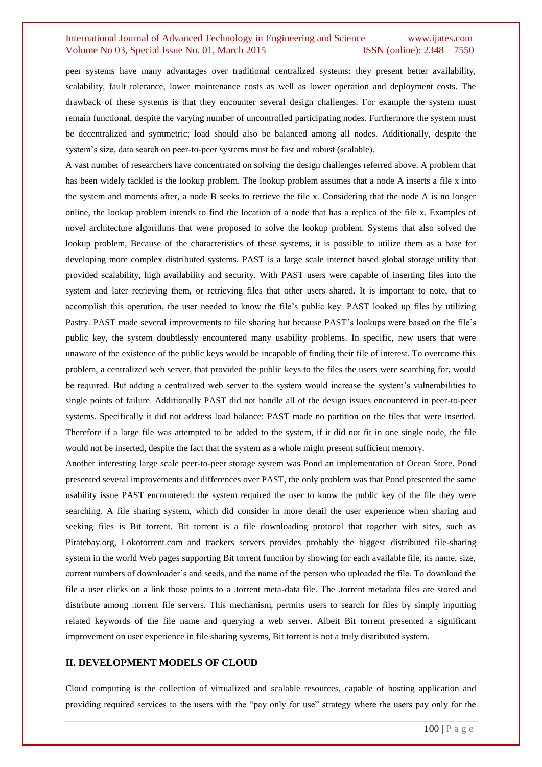peer systems have many advantages over traditional centralized systems: they present better availability, scalability, fault tolerance, lower maintenance costs as well as lower operation and deployment costs. The drawback of these systems is that they encounter several design challenges. For example the system must remain functional, despite the varying number of uncontrolled participating nodes. Furthermore the system must be decentralized and symmetric; load should also be balanced among all nodes. Additionally, despite the system's size, data search on peer-to-peer systems must be fast and robust (scalable).

A vast number of researchers have concentrated on solving the design challenges referred above. A problem that has been widely tackled is the lookup problem. The lookup problem assumes that a node A inserts a file x into the system and moments after, a node B seeks to retrieve the file x. Considering that the node A is no longer online, the lookup problem intends to find the location of a node that has a replica of the file x. Examples of novel architecture algorithms that were proposed to solve the lookup problem. Systems that also solved the lookup problem, Because of the characteristics of these systems, it is possible to utilize them as a base for developing more complex distributed systems. PAST is a large scale internet based global storage utility that provided scalability, high availability and security. With PAST users were capable of inserting files into the system and later retrieving them, or retrieving files that other users shared. It is important to note, that to accomplish this operation, the user needed to know the file's public key. PAST looked up files by utilizing Pastry. PAST made several improvements to file sharing but because PAST's lookups were based on the file's public key, the system doubtlessly encountered many usability problems. In specific, new users that were unaware of the existence of the public keys would be incapable of finding their file of interest. To overcome this problem, a centralized web server, that provided the public keys to the files the users were searching for, would be required. But adding a centralized web server to the system would increase the system's vulnerabilities to single points of failure. Additionally PAST did not handle all of the design issues encountered in peer-to-peer systems. Specifically it did not address load balance: PAST made no partition on the files that were inserted. Therefore if a large file was attempted to be added to the system, if it did not fit in one single node, the file would not be inserted, despite the fact that the system as a whole might present sufficient memory.

Another interesting large scale peer-to-peer storage system was Pond an implementation of Ocean Store. Pond presented several improvements and differences over PAST, the only problem was that Pond presented the same usability issue PAST encountered: the system required the user to know the public key of the file they were searching. A file sharing system, which did consider in more detail the user experience when sharing and seeking files is Bit torrent. Bit torrent is a file downloading protocol that together with sites, such as Piratebay.org, Lokotorrent.com and trackers servers provides probably the biggest distributed file-sharing system in the world Web pages supporting Bit torrent function by showing for each available file, its name, size, current numbers of downloader's and seeds, and the name of the person who uploaded the file. To download the file a user clicks on a link those points to a .torrent meta-data file. The .torrent metadata files are stored and distribute among .torrent file servers. This mechanism, permits users to search for files by simply inputting related keywords of the file name and querying a web server. Albeit Bit torrent presented a significant improvement on user experience in file sharing systems, Bit torrent is not a truly distributed system.

## II. DEVELOPMENT MODELS OF CLOUD

Cloud computing is the collection of virtualized and scalable resources, capable of hosting application and providing required services to the users with the "pay only for use" strategy where the users pay only for the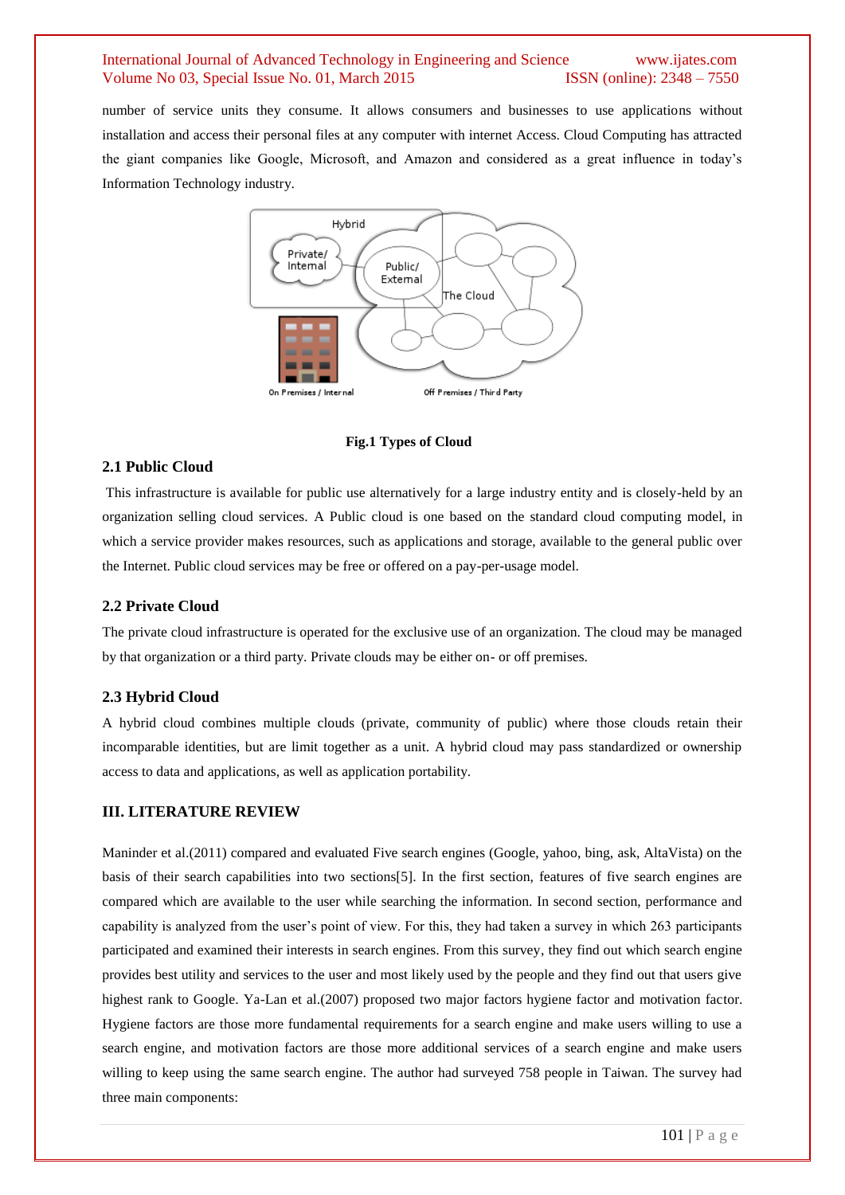number of service units they consume. It allows consumers and businesses to use applications without installation and access their personal files at any computer with internet Access. Cloud Computing has attracted the giant companies like Google, Microsoft, and Amazon and considered as a great influence in today's Information Technology industry.

**Fig.1 Types of Cloud**

### 2.1 Public Cloud

This infrastructure is available for public use alternatively for a large industry entity and is closely-held by an organization selling cloud services. A Public cloud is one based on the standard cloud computing model, in which a service provider makes resources, such as applications and storage, available to the general public over the Internet. Public cloud services may be free or offered on a pay-per-usage model.

### 2.2 Private Cloud

The private cloud infrastructure is operated for the exclusive use of an organization. The cloud may be managed by that organization or a third party. Private clouds may be either on- or off premises.

### 2.3 Hybrid Cloud

A hybrid cloud combines multiple clouds (private, community of public) where those clouds retain their incomparable identities, but are limit together as a unit. A hybrid cloud may pass standardized or ownership access to data and applications, as well as application portability.

## III. LITERATURE REVIEW

Maninder et al.(2011) compared and evaluated Five search engines (Google, yahoo, bing, ask, AltaVista) on the basis of their search capabilities into two sections[5]. In the first section, features of five search engines are compared which are available to the user while searching the information. In second section, performance and capability is analyzed from the user's point of view. For this, they had taken a survey in which 263 participants participated and examined their interests in search engines. From this survey, they find out which search engine provides best utility and services to the user and most likely used by the people and they find out that users give highest rank to Google. Ya-Lan et al.(2007) proposed two major factors hygiene factor and motivation factor. Hygiene factors are those more fundamental requirements for a search engine and make users willing to use a search engine, and motivation factors are those more additional services of a search engine and make users willing to keep using the same search engine. The author had surveyed 758 people in Taiwan. The survey had three main components: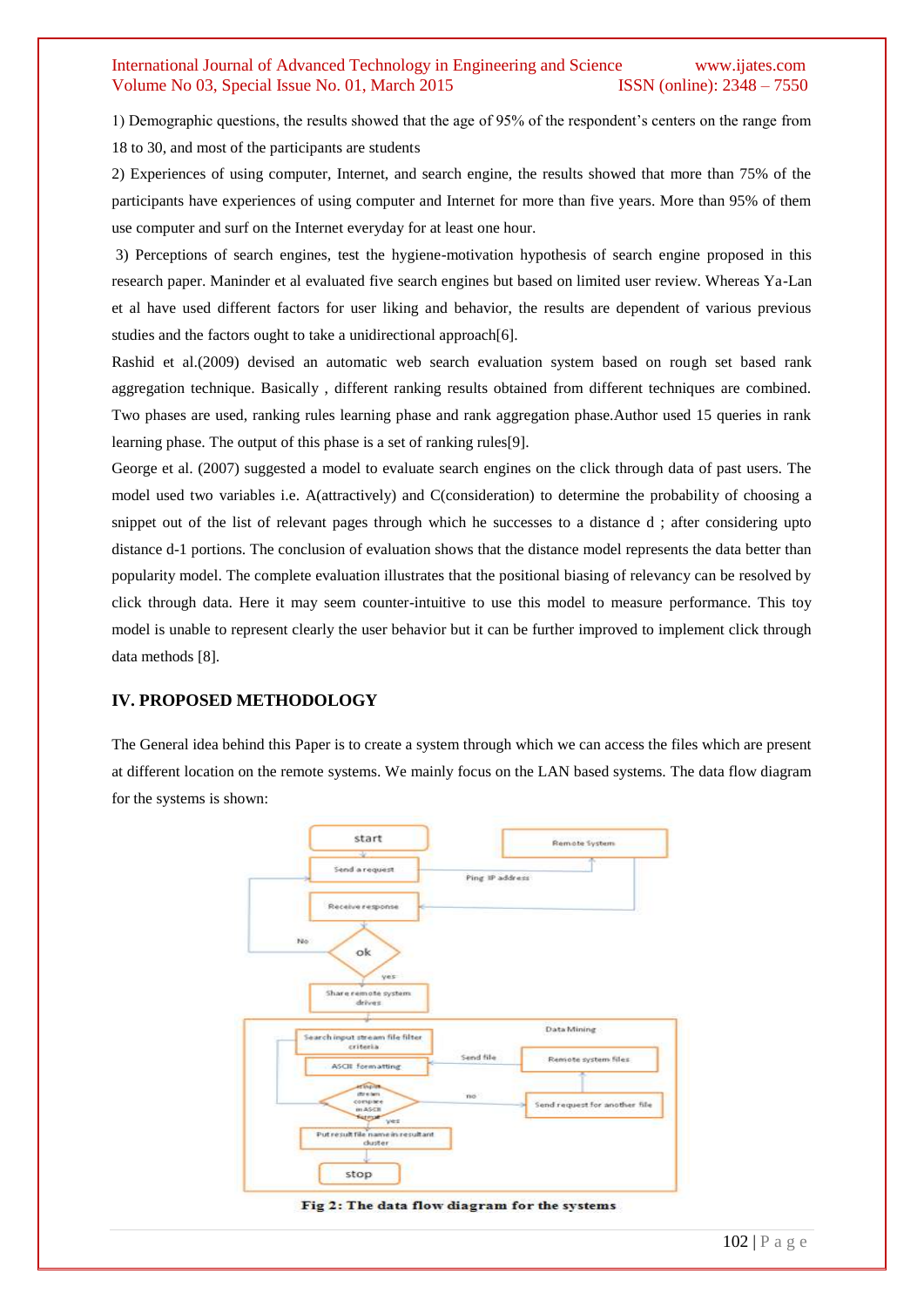1) Demographic questions, the results showed that the age of 95% of the respondent's centers on the range from 18 to 30, and most of the participants are students

2) Experiences of using computer, Internet, and search engine, the results showed that more than 75% of the participants have experiences of using computer and Internet for more than five years. More than 95% of them use computer and surf on the Internet everyday for at least one hour.

3) Perceptions of search engines, test the hygiene-motivation hypothesis of search engine proposed in this research paper. Maninder et al evaluated five search engines but based on limited user review. Whereas Ya-Lan et al have used different factors for user liking and behavior, the results are dependent of various previous studies and the factors ought to take a unidirectional approach[6].

Rashid et al.(2009) devised an automatic web search evaluation system based on rough set based rank aggregation technique. Basically , different ranking results obtained from different techniques are combined. Two phases are used, ranking rules learning phase and rank aggregation phase.Author used 15 queries in rank learning phase. The output of this phase is a set of ranking rules[9].

George et al. (2007) suggested a model to evaluate search engines on the click through data of past users. The model used two variables i.e. A(attractively) and C(consideration) to determine the probability of choosing a snippet out of the list of relevant pages through which he successes to a distance d ; after considering upto distance d-1 portions. The conclusion of evaluation shows that the distance model represents the data better than popularity model. The complete evaluation illustrates that the positional biasing of relevancy can be resolved by click through data. Here it may seem counter-intuitive to use this model to measure performance. This toy model is unable to represent clearly the user behavior but it can be further improved to implement click through data methods [8].

## IV. PROPOSED METHODOLOGY

The General idea behind this Paper is to create a system through which we can access the files which are present at different location on the remote systems. We mainly focus on the LAN based systems. The data flow diagram for the systems is shown:

**Fig 2: The data flow diagram for the systems**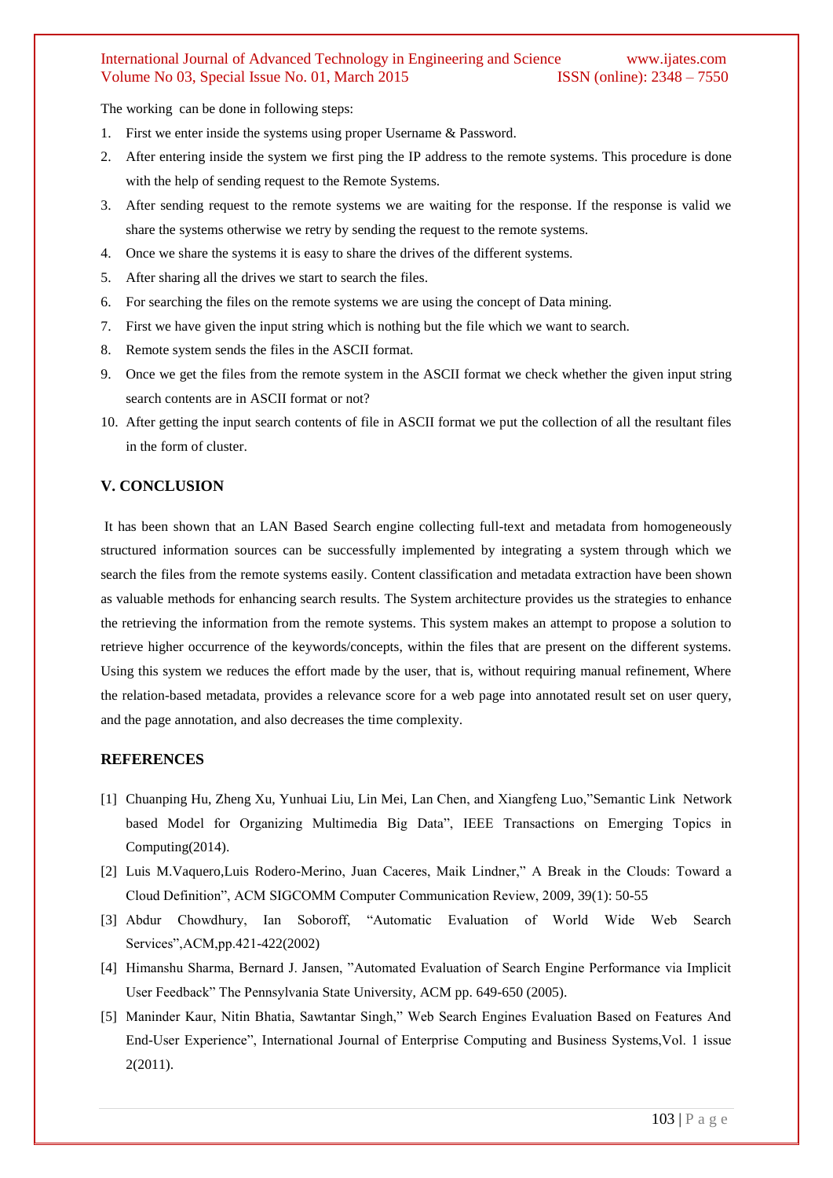The working  can be done in following steps:

1. First we enter inside the systems using proper Username & Password.
2. After entering inside the system we first ping the IP address to the remote systems. This procedure is done with the help of sending request to the Remote Systems.
3. After sending request to the remote systems we are waiting for the response. If the response is valid we share the systems otherwise we retry by sending the request to the remote systems.
4. Once we share the systems it is easy to share the drives of the different systems.
5. After sharing all the drives we start to search the files.
6. For searching the files on the remote systems we are using the concept of Data mining.
7. First we have given the input string which is nothing but the file which we want to search.
8. Remote system sends the files in the ASCII format.
9. Once we get the files from the remote system in the ASCII format we check whether the given input string search contents are in ASCII format or not?
10. After getting the input search contents of file in ASCII format we put the collection of all the resultant files in the form of cluster.

## V. CONCLUSION

It has been shown that an LAN Based Search engine collecting full-text and metadata from homogeneously structured information sources can be successfully implemented by integrating a system through which we search the files from the remote systems easily. Content classification and metadata extraction have been shown as valuable methods for enhancing search results. The System architecture provides us the strategies to enhance the retrieving the information from the remote systems. This system makes an attempt to propose a solution to retrieve higher occurrence of the keywords/concepts, within the files that are present on the different systems. Using this system we reduces the effort made by the user, that is, without requiring manual refinement, Where the relation-based metadata, provides a relevance score for a web page into annotated result set on user query, and the page annotation, and also decreases the time complexity.

## REFERENCES

[1] Chuanping Hu, Zheng Xu, Yunhuai Liu, Lin Mei, Lan Chen, and Xiangfeng Luo,"Semantic Link Network based Model for Organizing Multimedia Big Data", IEEE Transactions on Emerging Topics in Computing(2014).

[2] Luis M.Vaquero,Luis Rodero-Merino, Juan Caceres, Maik Lindner," A Break in the Clouds: Toward a Cloud Definition", ACM SIGCOMM Computer Communication Review, 2009, 39(1): 50-55

[3] Abdur Chowdhury, Ian Soboroff, "Automatic Evaluation of World Wide Web Search Services",ACM,pp.421-422(2002)

[4] Himanshu Sharma, Bernard J. Jansen, "Automated Evaluation of Search Engine Performance via Implicit User Feedback" The Pennsylvania State University, ACM pp. 649-650 (2005).

[5] Maninder Kaur, Nitin Bhatia, Sawtantar Singh," Web Search Engines Evaluation Based on Features And End-User Experience", International Journal of Enterprise Computing and Business Systems,Vol. 1 issue 2(2011).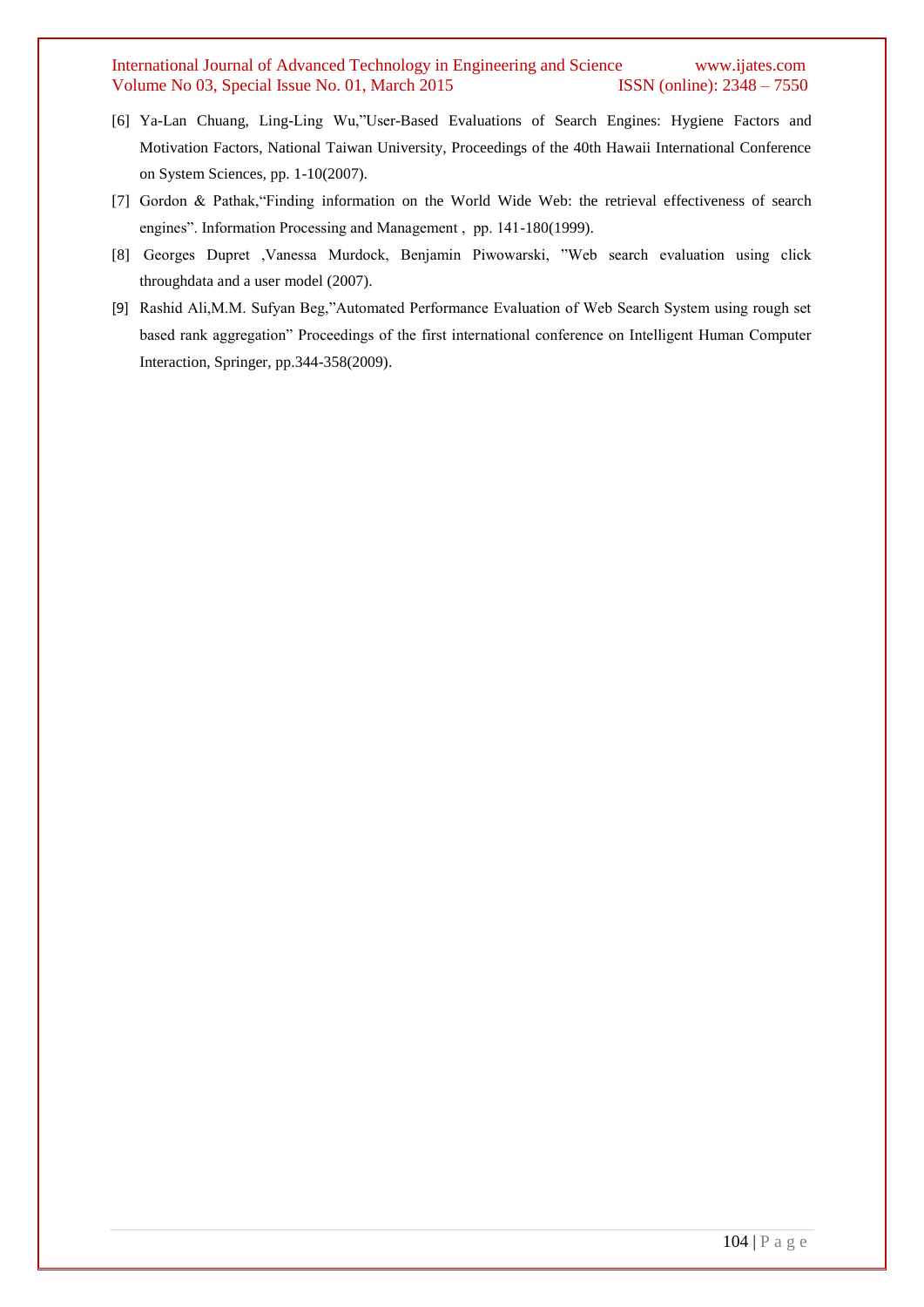[6] Ya-Lan Chuang, Ling-Ling Wu,"User-Based Evaluations of Search Engines: Hygiene Factors and Motivation Factors, National Taiwan University, Proceedings of the 40th Hawaii International Conference on System Sciences, pp. 1-10(2007).

[7] Gordon & Pathak,"Finding information on the World Wide Web: the retrieval effectiveness of search engines". Information Processing and Management , pp. 141-180(1999).

[8] Georges Dupret ,Vanessa Murdock, Benjamin Piwowarski, "Web search evaluation using click throughdata and a user model (2007).

[9] Rashid Ali,M.M. Sufyan Beg,"Automated Performance Evaluation of Web Search System using rough set based rank aggregation" Proceedings of the first international conference on Intelligent Human Computer Interaction, Springer, pp.344-358(2009).